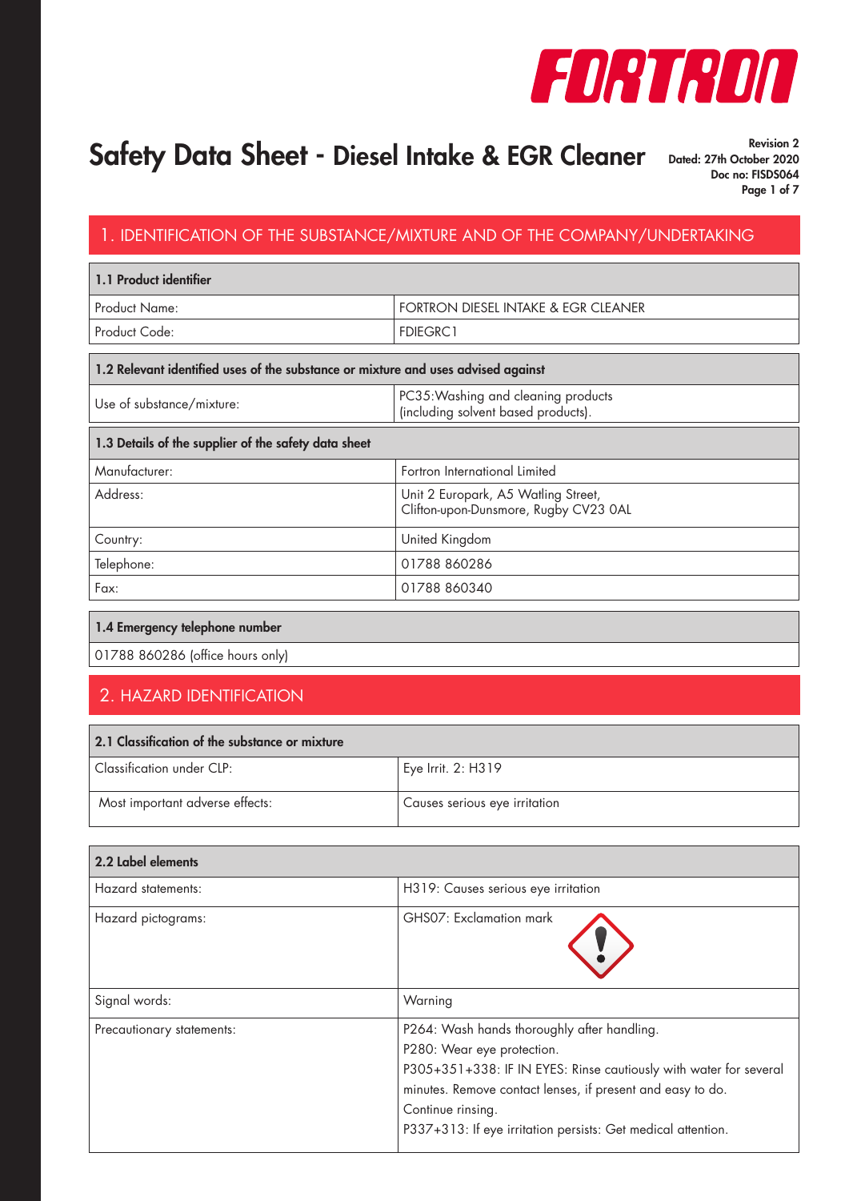# Safety Data Sheet - Diesel Intake & EGR Cleaner

**Revision 2**
**Dated: 27th October 2020**
**Doc no: FISDS064**

## 1. IDENTIFICATION OF THE SUBSTANCE/MIXTURE AND OF THE COMPANY/UNDERTAKING

| **1.1 Product identifier** | |
|---|---|
| Product Name: | FORTRON DIESEL INTAKE & EGR CLEANER |
| Product Code: | FDIEGRC1 |

| **1.2 Relevant identified uses of the substance or mixture and uses advised against** | |
|---|---|
| Use of substance/mixture: | PC35:Washing and cleaning products (including solvent based products). |

| **1.3 Details of the supplier of the safety data sheet** | |
|---|---|
| Manufacturer: | Fortron International Limited |
| Address: | Unit 2 Europark, A5 Watling Street, Clifton-upon-Dunsmore, Rugby CV23 0AL |
| Country: | United Kingdom |
| Telephone: | 01788 860286 |
| Fax: | 01788 860340 |

| **1.4 Emergency telephone number** |
|---|
| 01788 860286 (office hours only) |

## 2. HAZARD IDENTIFICATION

| **2.1 Classification of the substance or mixture** | |
|---|---|
| Classification under CLP: | Eye Irrit. 2: H319 |
| Most important adverse effects: | Causes serious eye irritation |

| **2.2 Label elements** | |
|---|---|
| Hazard statements: | H319: Causes serious eye irritation |
| Hazard pictograms: | GHS07: Exclamation mark |
| Signal words: | Warning |
| Precautionary statements: | P264: Wash hands thoroughly after handling.<br>P280: Wear eye protection.<br>P305+351+338: IF IN EYES: Rinse cautiously with water for several minutes. Remove contact lenses, if present and easy to do. Continue rinsing.<br>P337+313: If eye irritation persists: Get medical attention. |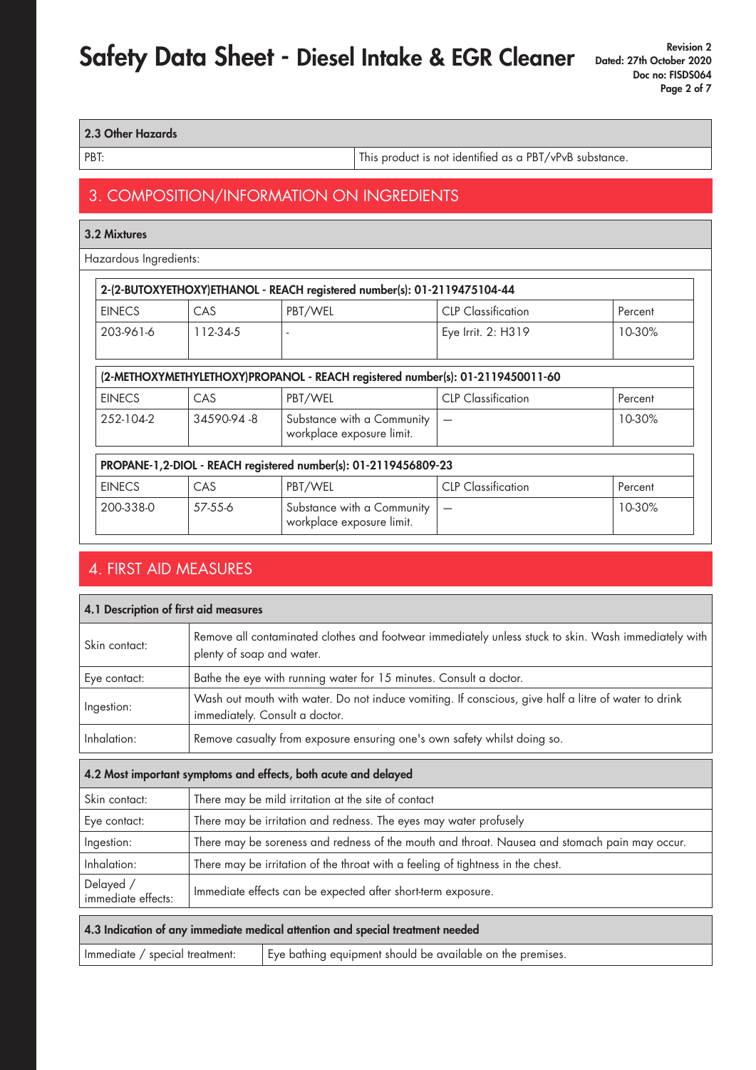## 2.3 Other Hazards

| PBT: | This product is not identified as a PBT/vPvB substance. |
|---|---|

# 3. COMPOSITION/INFORMATION ON INGREDIENTS

## 3.2 Mixtures

Hazardous Ingredients:

**2-(2-BUTOXYETHOXY)ETHANOL - REACH registered number(s): 01-2119475104-44**

| EINECS | CAS | PBT/WEL | CLP Classification | Percent |
|---|---|---|---|---|
| 203-961-6 | 112-34-5 | - | Eye Irrit. 2: H319 | 10-30% |

**(2-METHOXYMETHYLETHOXY)PROPANOL - REACH registered number(s): 01-2119450011-60**

| EINECS | CAS | PBT/WEL | CLP Classification | Percent |
|---|---|---|---|---|
| 252-104-2 | 34590-94 -8 | Substance with a Community workplace exposure limit. | — | 10-30% |

**PROPANE-1,2-DIOL - REACH registered number(s): 01-2119456809-23**

| EINECS | CAS | PBT/WEL | CLP Classification | Percent |
|---|---|---|---|---|
| 200-338-0 | 57-55-6 | Substance with a Community workplace exposure limit. | — | 10-30% |

# 4. FIRST AID MEASURES

## 4.1 Description of first aid measures

| | |
|---|---|
| Skin contact: | Remove all contaminated clothes and footwear immediately unless stuck to skin. Wash immediately with plenty of soap and water. |
| Eye contact: | Bathe the eye with running water for 15 minutes. Consult a doctor. |
| Ingestion: | Wash out mouth with water. Do not induce vomiting. If conscious, give half a litre of water to drink immediately. Consult a doctor. |
| Inhalation: | Remove casualty from exposure ensuring one's own safety whilst doing so. |

## 4.2 Most important symptoms and effects, both acute and delayed

| | |
|---|---|
| Skin contact: | There may be mild irritation at the site of contact |
| Eye contact: | There may be irritation and redness. The eyes may water profusely |
| Ingestion: | There may be soreness and redness of the mouth and throat. Nausea and stomach pain may occur. |
| Inhalation: | There may be irritation of the throat with a feeling of tightness in the chest. |
| Delayed / immediate effects: | Immediate effects can be expected after short-term exposure. |

## 4.3 Indication of any immediate medical attention and special treatment needed

| | |
|---|---|
| Immediate / special treatment: | Eye bathing equipment should be available on the premises. |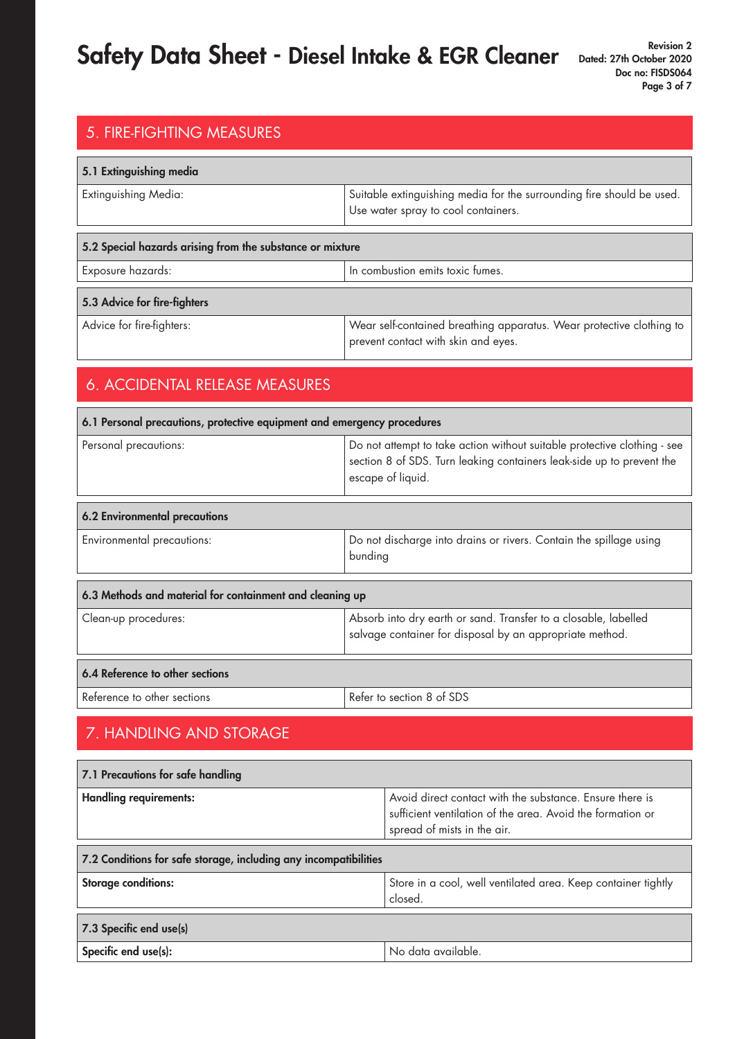## 5. FIRE-FIGHTING MEASURES

| 5.1 Extinguishing media | |
|---|---|
| Extinguishing Media: | Suitable extinguishing media for the surrounding fire should be used. Use water spray to cool containers. |

| 5.2 Special hazards arising from the substance or mixture | |
|---|---|
| Exposure hazards: | In combustion emits toxic fumes. |

| 5.3 Advice for fire-fighters | |
|---|---|
| Advice for fire-fighters: | Wear self-contained breathing apparatus. Wear protective clothing to prevent contact with skin and eyes. |

## 6. ACCIDENTAL RELEASE MEASURES

| 6.1 Personal precautions, protective equipment and emergency procedures | |
|---|---|
| Personal precautions: | Do not attempt to take action without suitable protective clothing - see section 8 of SDS. Turn leaking containers leak-side up to prevent the escape of liquid. |

| 6.2 Environmental precautions | |
|---|---|
| Environmental precautions: | Do not discharge into drains or rivers. Contain the spillage using bunding |

| 6.3 Methods and material for containment and cleaning up | |
|---|---|
| Clean-up procedures: | Absorb into dry earth or sand. Transfer to a closable, labelled salvage container for disposal by an appropriate method. |

| 6.4 Reference to other sections | |
|---|---|
| Reference to other sections | Refer to section 8 of SDS |

## 7. HANDLING AND STORAGE

| 7.1 Precautions for safe handling | |
|---|---|
| **Handling requirements:** | Avoid direct contact with the substance. Ensure there is sufficient ventilation of the area. Avoid the formation or spread of mists in the air. |

| 7.2 Conditions for safe storage, including any incompatibilities | |
|---|---|
| **Storage conditions:** | Store in a cool, well ventilated area. Keep container tightly closed. |

| 7.3 Specific end use(s) | |
|---|---|
| **Specific end use(s):** | No data available. |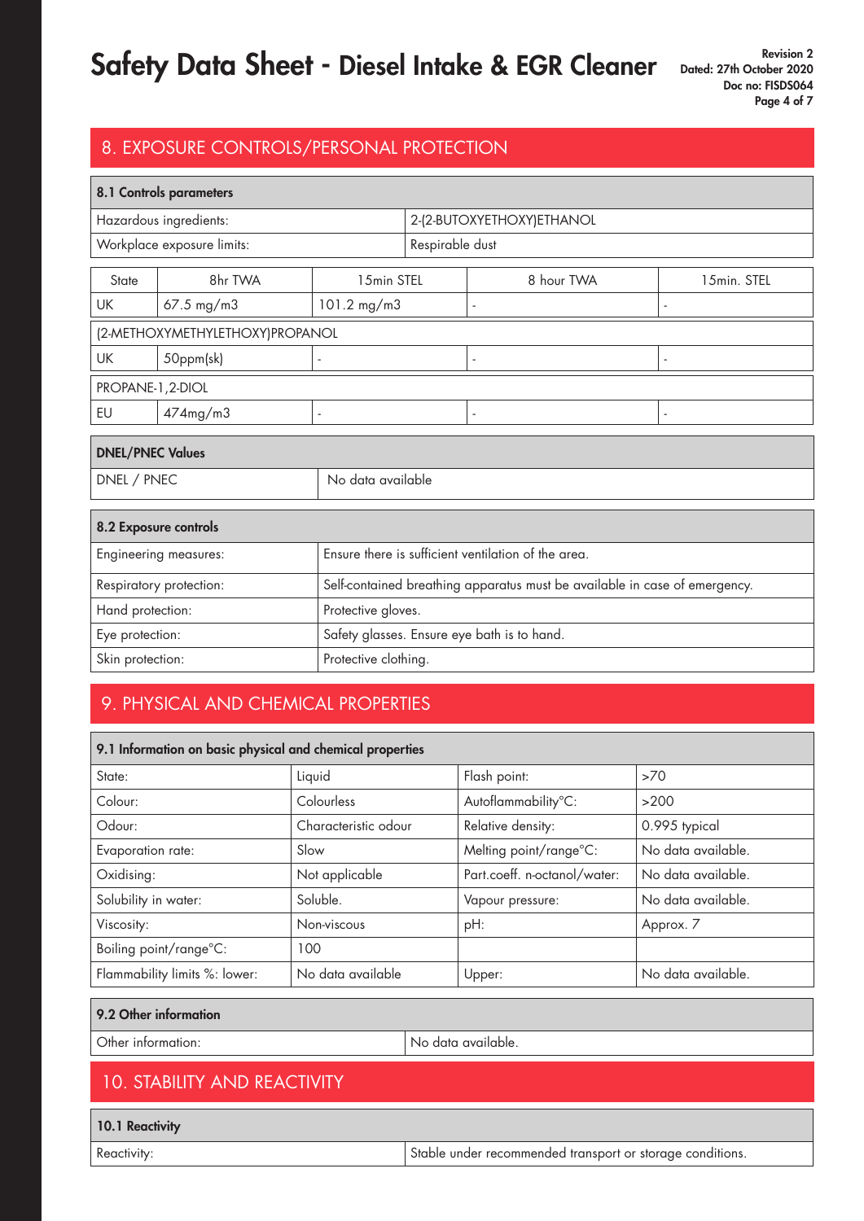## 8. EXPOSURE CONTROLS/PERSONAL PROTECTION

| 8.1 Controls parameters | |
|---|---|
| Hazardous ingredients: | 2-(2-BUTOXYETHOXY)ETHANOL |
| Workplace exposure limits: | Respirable dust |

| State | 8hr TWA | 15min STEL | 8 hour TWA | 15min. STEL |
|---|---|---|---|---|
| UK | 67.5 mg/m3 | 101.2 mg/m3 | - | - |
| (2-METHOXYMETHYLETHOXY)PROPANOL | | | | |
| UK | 50ppm(sk) | - | - | - |
| PROPANE-1,2-DIOL | | | | |
| EU | 474mg/m3 | - | - | - |

| DNEL/PNEC Values | |
|---|---|
| DNEL / PNEC | No data available |

| 8.2 Exposure controls | |
|---|---|
| Engineering measures: | Ensure there is sufficient ventilation of the area. |
| Respiratory protection: | Self-contained breathing apparatus must be available in case of emergency. |
| Hand protection: | Protective gloves. |
| Eye protection: | Safety glasses. Ensure eye bath is to hand. |
| Skin protection: | Protective clothing. |

## 9. PHYSICAL AND CHEMICAL PROPERTIES

| 9.1 Information on basic physical and chemical properties | | | |
|---|---|---|---|
| State: | Liquid | Flash point: | >70 |
| Colour: | Colourless | Autoflammability°C: | >200 |
| Odour: | Characteristic odour | Relative density: | 0.995 typical |
| Evaporation rate: | Slow | Melting point/range°C: | No data available. |
| Oxidising: | Not applicable | Part.coeff. n-octanol/water: | No data available. |
| Solubility in water: | Soluble. | Vapour pressure: | No data available. |
| Viscosity: | Non-viscous | pH: | Approx. 7 |
| Boiling point/range°C: | 100 | | |
| Flammability limits %: lower: | No data available | Upper: | No data available. |

| 9.2 Other information | |
|---|---|
| Other information: | No data available. |

## 10. STABILITY AND REACTIVITY

| 10.1 Reactivity | |
|---|---|
| Reactivity: | Stable under recommended transport or storage conditions. |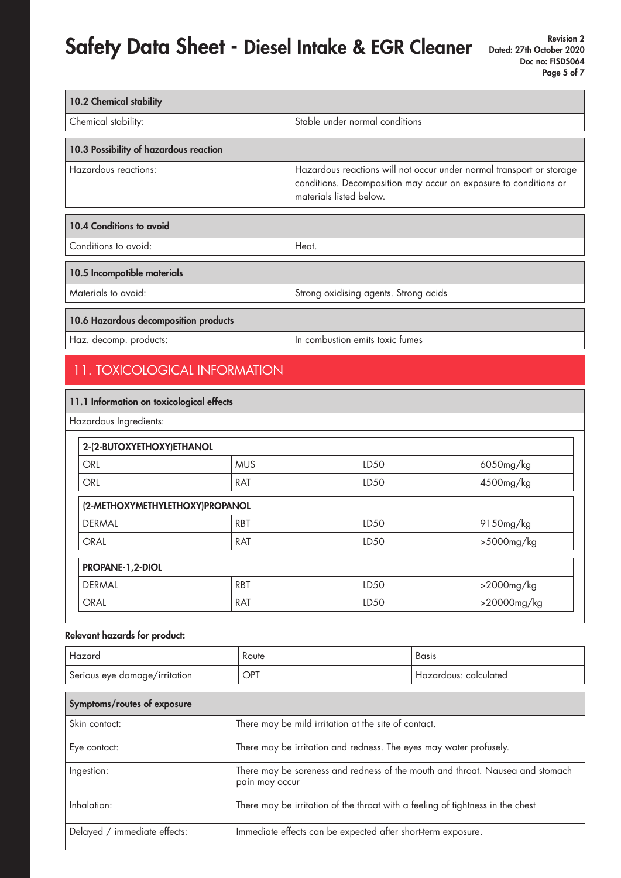### 10.2 Chemical stability

| | |
|---|---|
| Chemical stability: | Stable under normal conditions |

### 10.3 Possibility of hazardous reaction

| | |
|---|---|
| Hazardous reactions: | Hazardous reactions will not occur under normal transport or storage conditions. Decomposition may occur on exposure to conditions or materials listed below. |

### 10.4 Conditions to avoid

| | |
|---|---|
| Conditions to avoid: | Heat. |

### 10.5 Incompatible materials

| | |
|---|---|
| Materials to avoid: | Strong oxidising agents. Strong acids |

### 10.6 Hazardous decomposition products

| | |
|---|---|
| Haz. decomp. products: | In combustion emits toxic fumes |

## 11. TOXICOLOGICAL INFORMATION

### 11.1 Information on toxicological effects

Hazardous Ingredients:

**2-(2-BUTOXYETHOXY)ETHANOL**

| | | | |
|---|---|---|---|
| ORL | MUS | LD50 | 6050mg/kg |
| ORL | RAT | LD50 | 4500mg/kg |

**(2-METHOXYMETHYLETHOXY)PROPANOL**

| | | | |
|---|---|---|---|
| DERMAL | RBT | LD50 | 9150mg/kg |
| ORAL | RAT | LD50 | >5000mg/kg |

**PROPANE-1,2-DIOL**

| | | | |
|---|---|---|---|
| DERMAL | RBT | LD50 | >2000mg/kg |
| ORAL | RAT | LD50 | >20000mg/kg |

**Relevant hazards for product:**

| Hazard | Route | Basis |
|---|---|---|
| Serious eye damage/irritation | OPT | Hazardous: calculated |

**Symptoms/routes of exposure**

| | |
|---|---|
| Skin contact: | There may be mild irritation at the site of contact. |
| Eye contact: | There may be irritation and redness. The eyes may water profusely. |
| Ingestion: | There may be soreness and redness of the mouth and throat. Nausea and stomach pain may occur |
| Inhalation: | There may be irritation of the throat with a feeling of tightness in the chest |
| Delayed / immediate effects: | Immediate effects can be expected after short-term exposure. |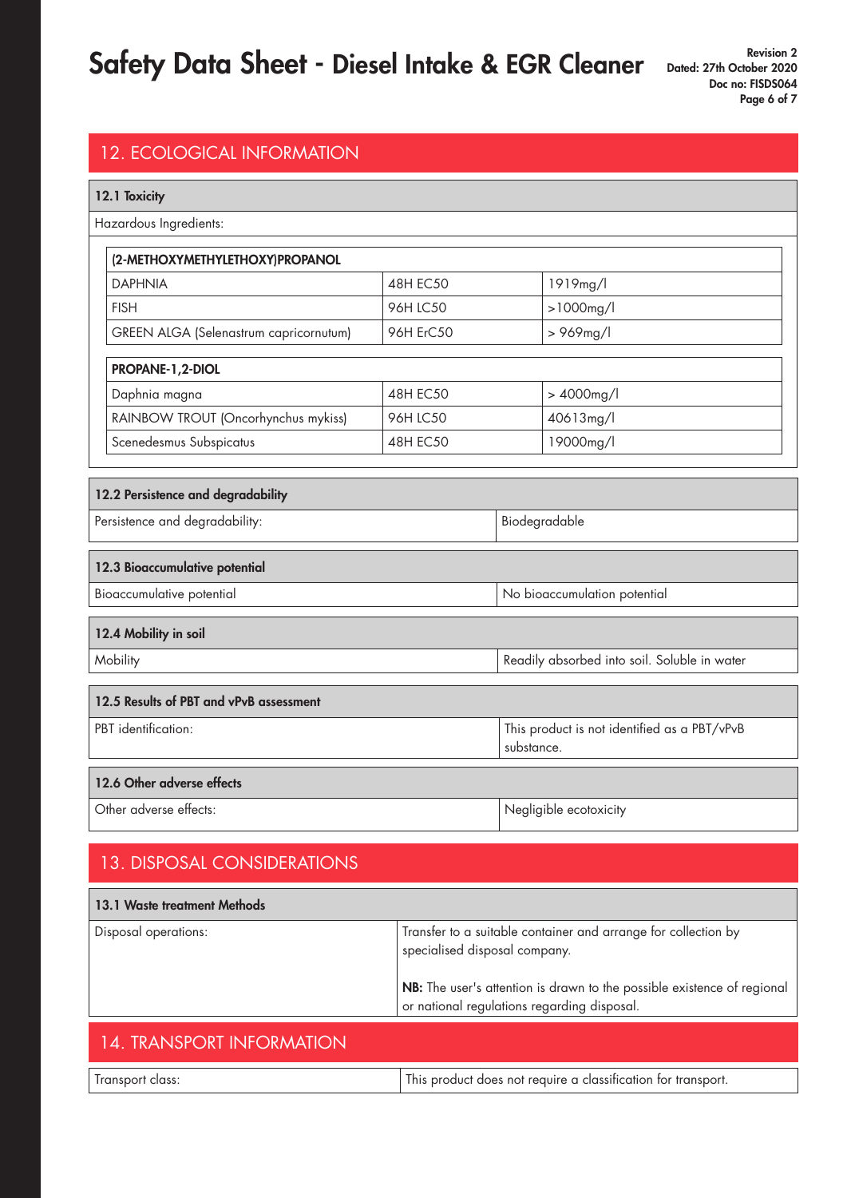## 12. ECOLOGICAL INFORMATION

### 12.1 Toxicity

Hazardous Ingredients:

| (2-METHOXYMETHYLETHOXY)PROPANOL | | |
|---|---|---|
| DAPHNIA | 48H EC50 | 1919mg/l |
| FISH | 96H LC50 | >1000mg/l |
| GREEN ALGA (Selenastrum capricornutum) | 96H ErC50 | > 969mg/l |

| PROPANE-1,2-DIOL | | |
|---|---|---|
| Daphnia magna | 48H EC50 | > 4000mg/l |
| RAINBOW TROUT (Oncorhynchus mykiss) | 96H LC50 | 40613mg/l |
| Scenedesmus Subspicatus | 48H EC50 | 19000mg/l |

### 12.2 Persistence and degradability

| Persistence and degradability: | Biodegradable |
|---|---|

### 12.3 Bioaccumulative potential

| Bioaccumulative potential | No bioaccumulation potential |
|---|---|

### 12.4 Mobility in soil

| Mobility | Readily absorbed into soil. Soluble in water |
|---|---|

### 12.5 Results of PBT and vPvB assessment

| PBT identification: | This product is not identified as a PBT/vPvB substance. |
|---|---|

### 12.6 Other adverse effects

| Other adverse effects: | Negligible ecotoxicity |
|---|---|

## 13. DISPOSAL CONSIDERATIONS

### 13.1 Waste treatment Methods

| Disposal operations: | Transfer to a suitable container and arrange for collection by specialised disposal company.<br><br>**NB:** The user's attention is drawn to the possible existence of regional or national regulations regarding disposal. |
|---|---|

## 14. TRANSPORT INFORMATION

| Transport class: | This product does not require a classification for transport. |
|---|---|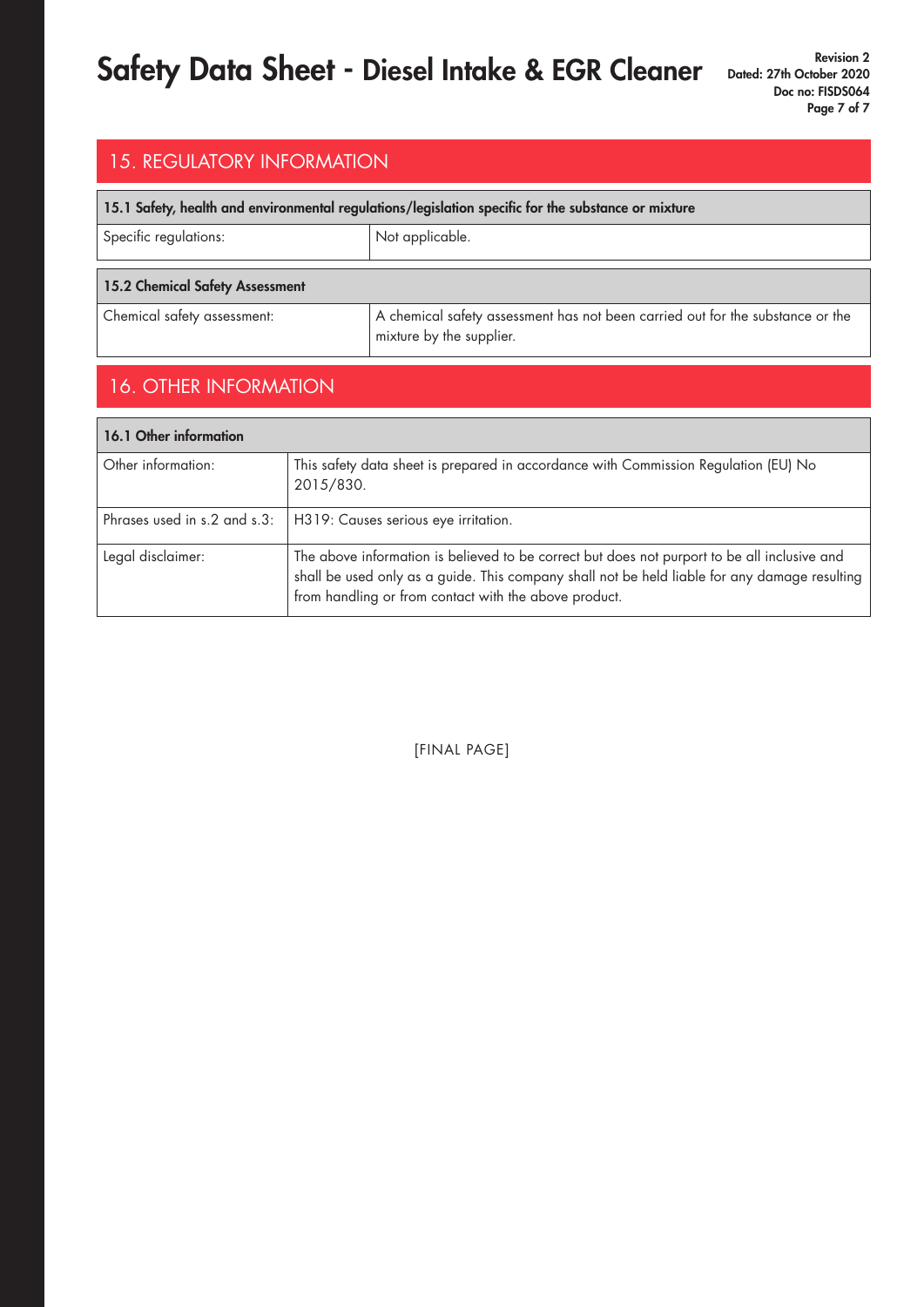## 15. REGULATORY INFORMATION

| 15.1 Safety, health and environmental regulations/legislation specific for the substance or mixture | |
|---|---|
| Specific regulations: | Not applicable. |

| 15.2 Chemical Safety Assessment | |
|---|---|
| Chemical safety assessment: | A chemical safety assessment has not been carried out for the substance or the mixture by the supplier. |

## 16. OTHER INFORMATION

| 16.1 Other information | |
|---|---|
| Other information: | This safety data sheet is prepared in accordance with Commission Regulation (EU) No 2015/830. |
| Phrases used in s.2 and s.3: | H319: Causes serious eye irritation. |
| Legal disclaimer: | The above information is believed to be correct but does not purport to be all inclusive and shall be used only as a guide. This company shall not be held liable for any damage resulting from handling or from contact with the above product. |

[FINAL PAGE]